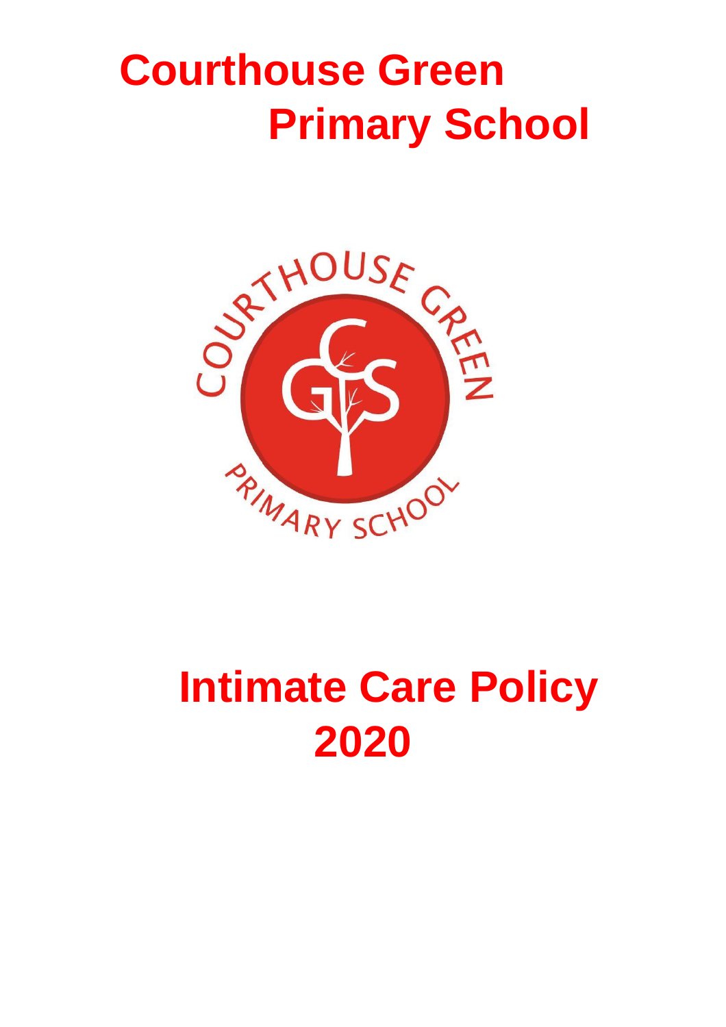# Courthouse Green Primary School

# Intimate Care Policy 2020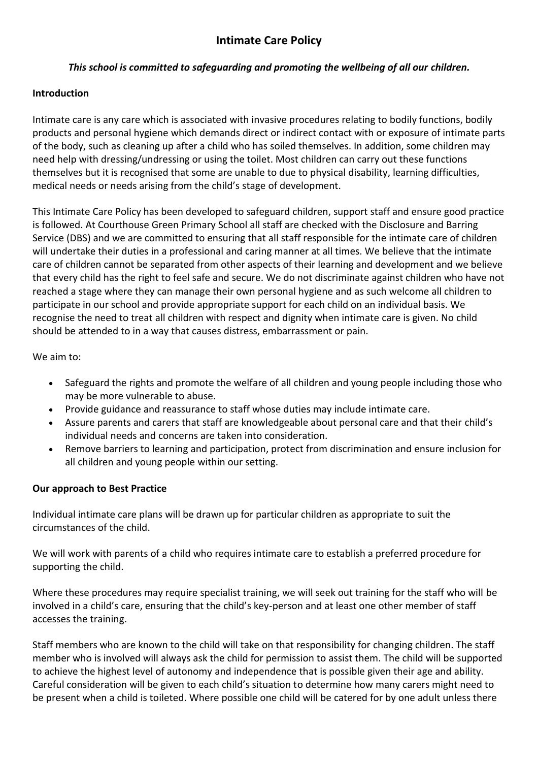# Intimate Care Policy

***This school is committed to safeguarding and promoting the wellbeing of all our children.***

**Introduction**

Intimate care is any care which is associated with invasive procedures relating to bodily functions, bodily products and personal hygiene which demands direct or indirect contact with or exposure of intimate parts of the body, such as cleaning up after a child who has soiled themselves. In addition, some children may need help with dressing/undressing or using the toilet. Most children can carry out these functions themselves but it is recognised that some are unable to due to physical disability, learning difficulties, medical needs or needs arising from the child's stage of development.

This Intimate Care Policy has been developed to safeguard children, support staff and ensure good practice is followed. At Courthouse Green Primary School all staff are checked with the Disclosure and Barring Service (DBS) and we are committed to ensuring that all staff responsible for the intimate care of children will undertake their duties in a professional and caring manner at all times. We believe that the intimate care of children cannot be separated from other aspects of their learning and development and we believe that every child has the right to feel safe and secure. We do not discriminate against children who have not reached a stage where they can manage their own personal hygiene and as such welcome all children to participate in our school and provide appropriate support for each child on an individual basis. We recognise the need to treat all children with respect and dignity when intimate care is given. No child should be attended to in a way that causes distress, embarrassment or pain.

We aim to:

- Safeguard the rights and promote the welfare of all children and young people including those who may be more vulnerable to abuse.
- Provide guidance and reassurance to staff whose duties may include intimate care.
- Assure parents and carers that staff are knowledgeable about personal care and that their child's individual needs and concerns are taken into consideration.
- Remove barriers to learning and participation, protect from discrimination and ensure inclusion for all children and young people within our setting.

**Our approach to Best Practice**

Individual intimate care plans will be drawn up for particular children as appropriate to suit the circumstances of the child.

We will work with parents of a child who requires intimate care to establish a preferred procedure for supporting the child.

Where these procedures may require specialist training, we will seek out training for the staff who will be involved in a child's care, ensuring that the child's key-person and at least one other member of staff accesses the training.

Staff members who are known to the child will take on that responsibility for changing children. The staff member who is involved will always ask the child for permission to assist them. The child will be supported to achieve the highest level of autonomy and independence that is possible given their age and ability. Careful consideration will be given to each child's situation to determine how many carers might need to be present when a child is toileted. Where possible one child will be catered for by one adult unless there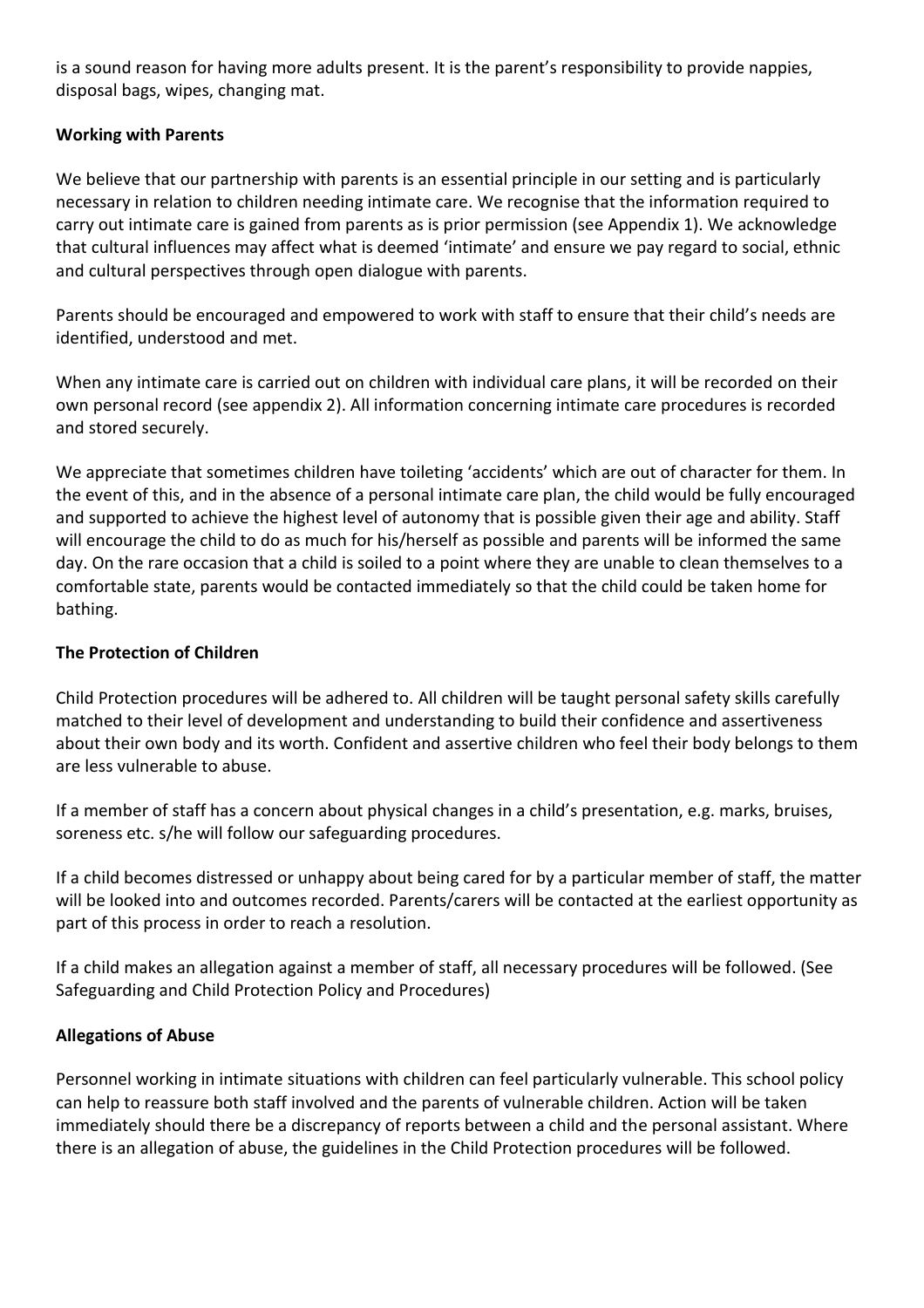is a sound reason for having more adults present. It is the parent's responsibility to provide nappies, disposal bags, wipes, changing mat.

**Working with Parents**

We believe that our partnership with parents is an essential principle in our setting and is particularly necessary in relation to children needing intimate care. We recognise that the information required to carry out intimate care is gained from parents as is prior permission (see Appendix 1). We acknowledge that cultural influences may affect what is deemed 'intimate' and ensure we pay regard to social, ethnic and cultural perspectives through open dialogue with parents.

Parents should be encouraged and empowered to work with staff to ensure that their child's needs are identified, understood and met.

When any intimate care is carried out on children with individual care plans, it will be recorded on their own personal record (see appendix 2). All information concerning intimate care procedures is recorded and stored securely.

We appreciate that sometimes children have toileting 'accidents' which are out of character for them. In the event of this, and in the absence of a personal intimate care plan, the child would be fully encouraged and supported to achieve the highest level of autonomy that is possible given their age and ability. Staff will encourage the child to do as much for his/herself as possible and parents will be informed the same day. On the rare occasion that a child is soiled to a point where they are unable to clean themselves to a comfortable state, parents would be contacted immediately so that the child could be taken home for bathing.

**The Protection of Children**

Child Protection procedures will be adhered to. All children will be taught personal safety skills carefully matched to their level of development and understanding to build their confidence and assertiveness about their own body and its worth. Confident and assertive children who feel their body belongs to them are less vulnerable to abuse.

If a member of staff has a concern about physical changes in a child's presentation, e.g. marks, bruises, soreness etc. s/he will follow our safeguarding procedures.

If a child becomes distressed or unhappy about being cared for by a particular member of staff, the matter will be looked into and outcomes recorded. Parents/carers will be contacted at the earliest opportunity as part of this process in order to reach a resolution.

If a child makes an allegation against a member of staff, all necessary procedures will be followed. (See Safeguarding and Child Protection Policy and Procedures)

**Allegations of Abuse**

Personnel working in intimate situations with children can feel particularly vulnerable. This school policy can help to reassure both staff involved and the parents of vulnerable children. Action will be taken immediately should there be a discrepancy of reports between a child and the personal assistant. Where there is an allegation of abuse, the guidelines in the Child Protection procedures will be followed.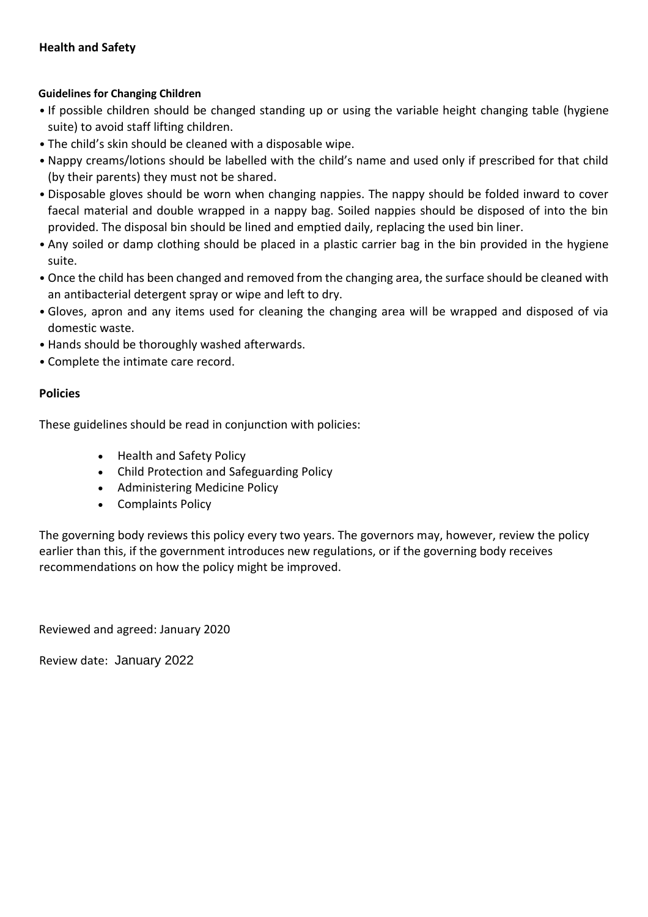## Health and Safety

### Guidelines for Changing Children

- If possible children should be changed standing up or using the variable height changing table (hygiene suite) to avoid staff lifting children.
- The child's skin should be cleaned with a disposable wipe.
- Nappy creams/lotions should be labelled with the child's name and used only if prescribed for that child (by their parents) they must not be shared.
- Disposable gloves should be worn when changing nappies. The nappy should be folded inward to cover faecal material and double wrapped in a nappy bag. Soiled nappies should be disposed of into the bin provided. The disposal bin should be lined and emptied daily, replacing the used bin liner.
- Any soiled or damp clothing should be placed in a plastic carrier bag in the bin provided in the hygiene suite.
- Once the child has been changed and removed from the changing area, the surface should be cleaned with an antibacterial detergent spray or wipe and left to dry.
- Gloves, apron and any items used for cleaning the changing area will be wrapped and disposed of via domestic waste.
- Hands should be thoroughly washed afterwards.
- Complete the intimate care record.

## Policies

These guidelines should be read in conjunction with policies:

- Health and Safety Policy
- Child Protection and Safeguarding Policy
- Administering Medicine Policy
- Complaints Policy

The governing body reviews this policy every two years. The governors may, however, review the policy earlier than this, if the government introduces new regulations, or if the governing body receives recommendations on how the policy might be improved.

Reviewed and agreed: January 2020

Review date: January 2022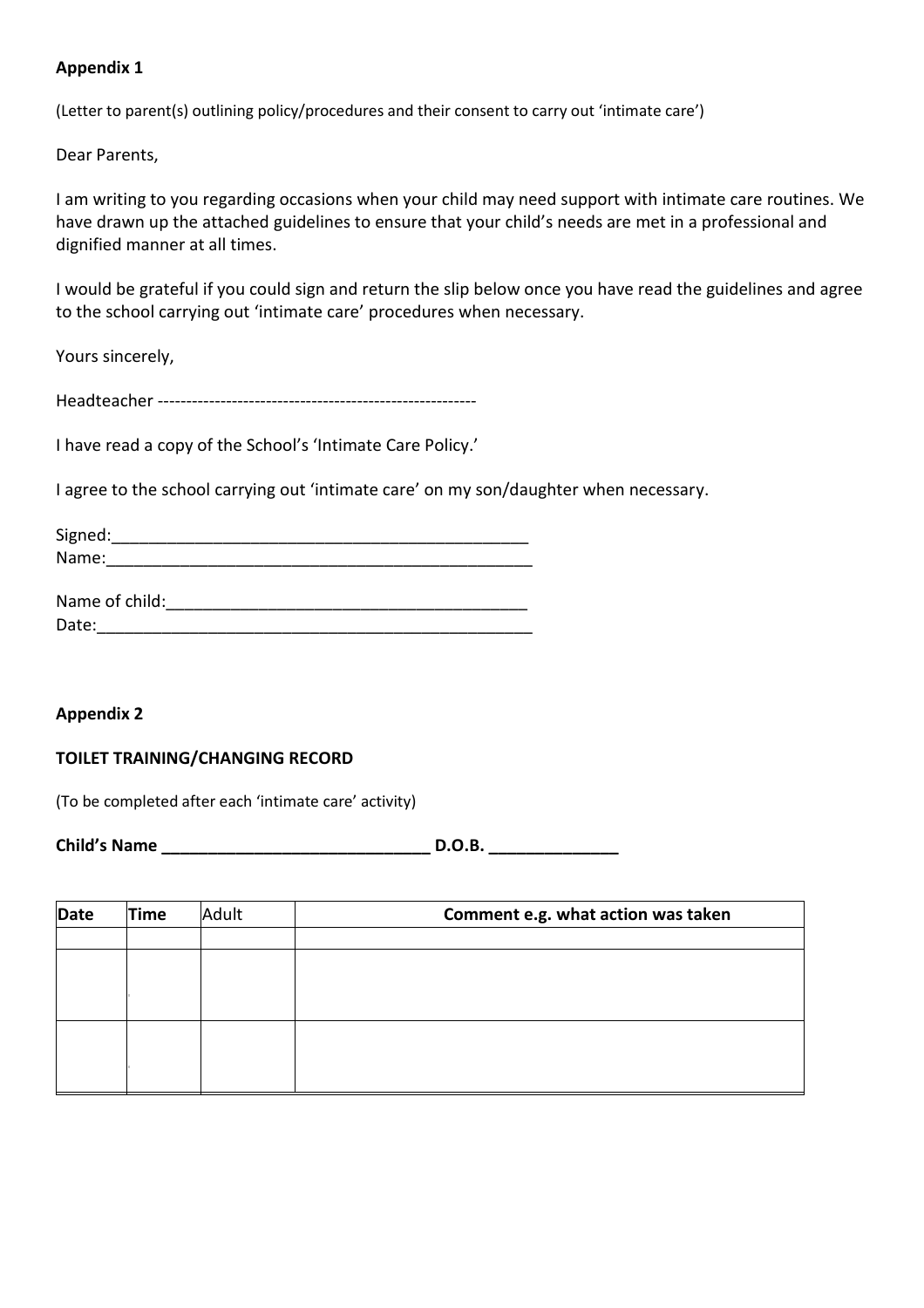**Appendix 1**

(Letter to parent(s) outlining policy/procedures and their consent to carry out 'intimate care')

Dear Parents,

I am writing to you regarding occasions when your child may need support with intimate care routines. We have drawn up the attached guidelines to ensure that your child's needs are met in a professional and dignified manner at all times.

I would be grateful if you could sign and return the slip below once you have read the guidelines and agree to the school carrying out 'intimate care' procedures when necessary.

Yours sincerely,

Headteacher --------------------------------------------------------

I have read a copy of the School's 'Intimate Care Policy.'

I agree to the school carrying out 'intimate care' on my son/daughter when necessary.

Signed:_______________________________________________
Name:_________________________________________________

Name of child:________________________________________
Date:_________________________________________________

**Appendix 2**

**TOILET TRAINING/CHANGING RECORD**

(To be completed after each 'intimate care' activity)

**Child's Name ______________________________ D.O.B. ______________**

| Date | Time | Adult | Comment e.g. what action was taken |
|---|---|---|---|
| | | | |
| | | | |
| | | | |